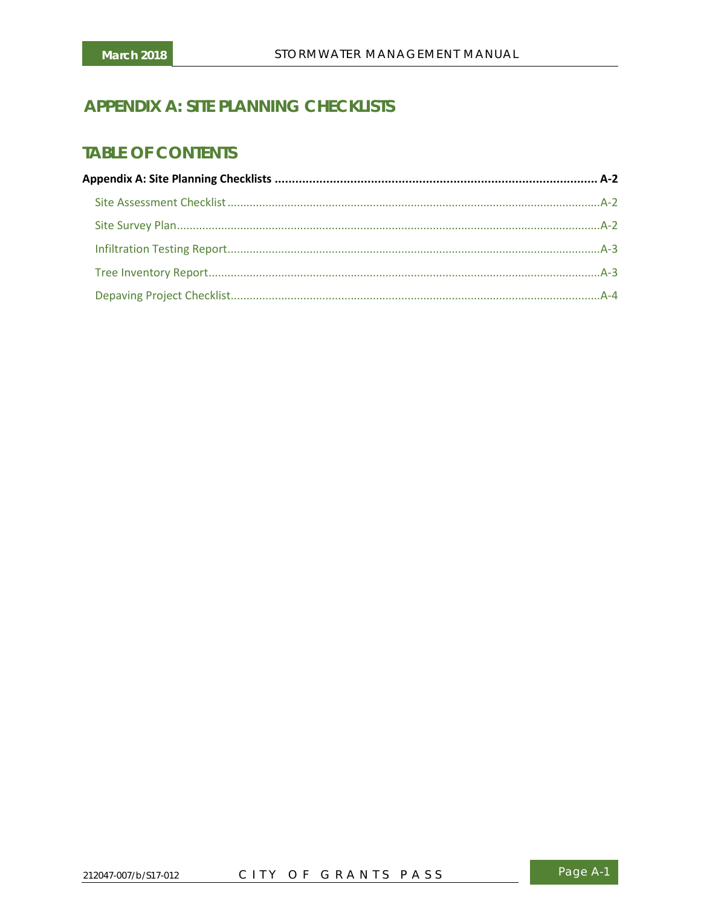# APPENDIX A: SITE PLANNING CHECKLISTS

## TABLE OF CONTENTS

**Appendix A: Site Planning Checklists ..................................................... A-2**

- Site Assessment Checklist ..................................................... A-2
- Site Survey Plan ..................................................... A-2
- Infiltration Testing Report ..................................................... A-3
- Tree Inventory Report ..................................................... A-3
- Depaving Project Checklist ..................................................... A-4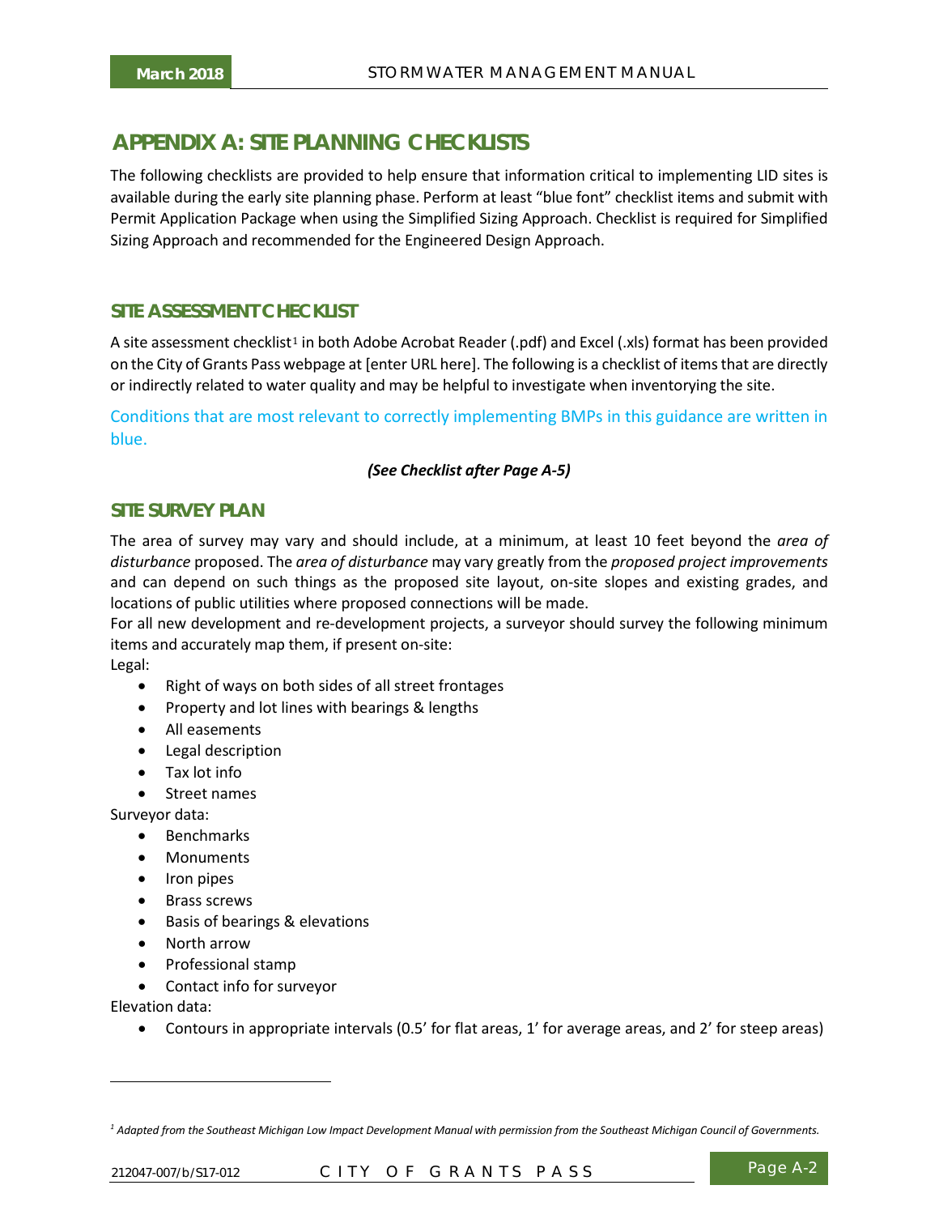# APPENDIX A: SITE PLANNING CHECKLISTS

The following checklists are provided to help ensure that information critical to implementing LID sites is available during the early site planning phase. Perform at least "blue font" checklist items and submit with Permit Application Package when using the Simplified Sizing Approach. Checklist is required for Simplified Sizing Approach and recommended for the Engineered Design Approach.

## SITE ASSESSMENT CHECKLIST

A site assessment checklist[1] in both Adobe Acrobat Reader (.pdf) and Excel (.xls) format has been provided on the City of Grants Pass webpage at [enter URL here]. The following is a checklist of items that are directly or indirectly related to water quality and may be helpful to investigate when inventorying the site.

Conditions that are most relevant to correctly implementing BMPs in this guidance are written in blue.

***(See Checklist after Page A-5)***

## SITE SURVEY PLAN

The area of survey may vary and should include, at a minimum, at least 10 feet beyond the *area of disturbance* proposed. The *area of disturbance* may vary greatly from the *proposed project improvements* and can depend on such things as the proposed site layout, on-site slopes and existing grades, and locations of public utilities where proposed connections will be made.

For all new development and re-development projects, a surveyor should survey the following minimum items and accurately map them, if present on-site:

Legal:

- Right of ways on both sides of all street frontages
- Property and lot lines with bearings & lengths
- All easements
- Legal description
- Tax lot info
- Street names

Surveyor data:

- Benchmarks
- Monuments
- Iron pipes
- Brass screws
- Basis of bearings & elevations
- North arrow
- Professional stamp
- Contact info for surveyor

Elevation data:

- Contours in appropriate intervals (0.5' for flat areas, 1' for average areas, and 2' for steep areas)

---

[1] *Adapted from the Southeast Michigan Low Impact Development Manual with permission from the Southeast Michigan Council of Governments.*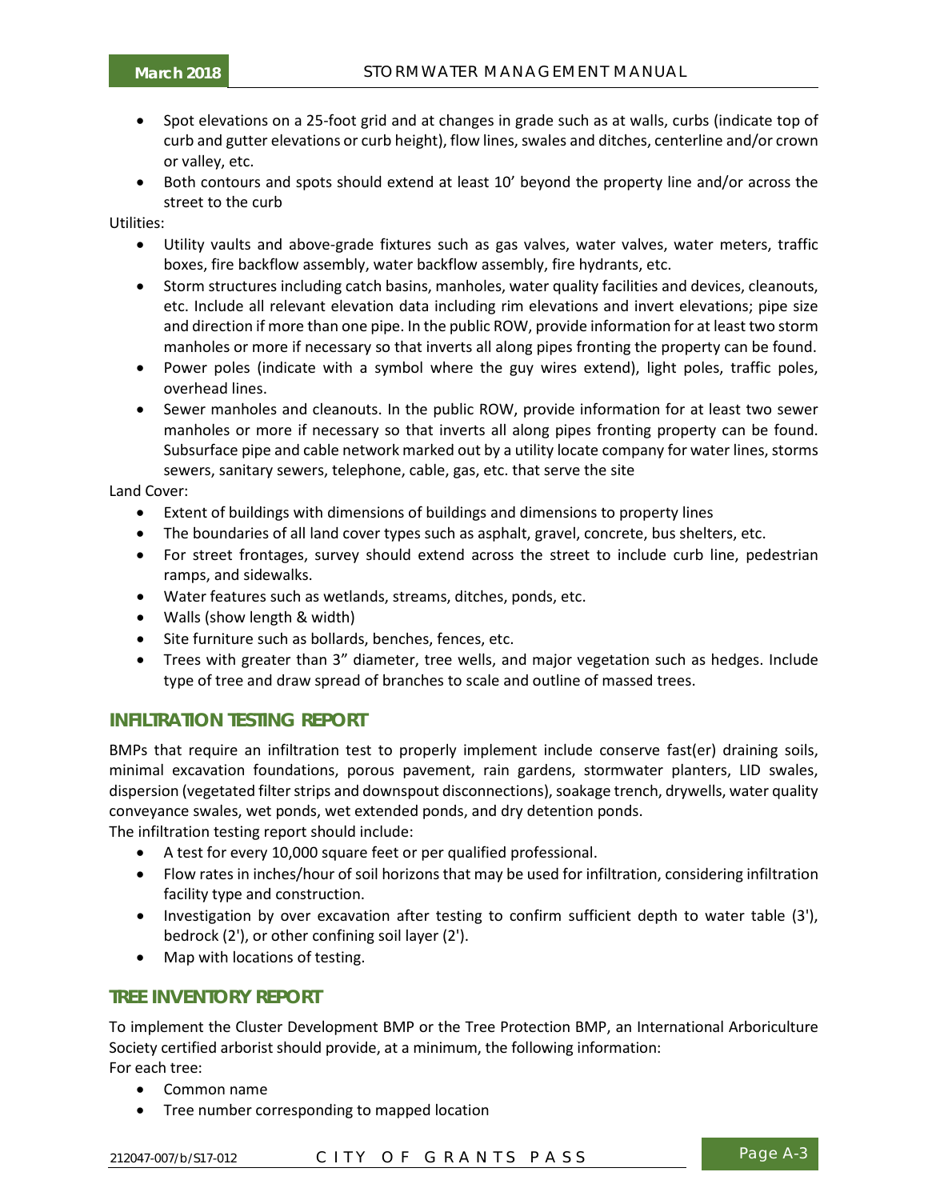- Spot elevations on a 25-foot grid and at changes in grade such as at walls, curbs (indicate top of curb and gutter elevations or curb height), flow lines, swales and ditches, centerline and/or crown or valley, etc.
- Both contours and spots should extend at least 10' beyond the property line and/or across the street to the curb

Utilities:

- Utility vaults and above-grade fixtures such as gas valves, water valves, water meters, traffic boxes, fire backflow assembly, water backflow assembly, fire hydrants, etc.
- Storm structures including catch basins, manholes, water quality facilities and devices, cleanouts, etc. Include all relevant elevation data including rim elevations and invert elevations; pipe size and direction if more than one pipe. In the public ROW, provide information for at least two storm manholes or more if necessary so that inverts all along pipes fronting the property can be found.
- Power poles (indicate with a symbol where the guy wires extend), light poles, traffic poles, overhead lines.
- Sewer manholes and cleanouts. In the public ROW, provide information for at least two sewer manholes or more if necessary so that inverts all along pipes fronting property can be found. Subsurface pipe and cable network marked out by a utility locate company for water lines, storms sewers, sanitary sewers, telephone, cable, gas, etc. that serve the site

Land Cover:

- Extent of buildings with dimensions of buildings and dimensions to property lines
- The boundaries of all land cover types such as asphalt, gravel, concrete, bus shelters, etc.
- For street frontages, survey should extend across the street to include curb line, pedestrian ramps, and sidewalks.
- Water features such as wetlands, streams, ditches, ponds, etc.
- Walls (show length & width)
- Site furniture such as bollards, benches, fences, etc.
- Trees with greater than 3" diameter, tree wells, and major vegetation such as hedges. Include type of tree and draw spread of branches to scale and outline of massed trees.

## INFILTRATION TESTING REPORT

BMPs that require an infiltration test to properly implement include conserve fast(er) draining soils, minimal excavation foundations, porous pavement, rain gardens, stormwater planters, LID swales, dispersion (vegetated filter strips and downspout disconnections), soakage trench, drywells, water quality conveyance swales, wet ponds, wet extended ponds, and dry detention ponds.

The infiltration testing report should include:

- A test for every 10,000 square feet or per qualified professional.
- Flow rates in inches/hour of soil horizons that may be used for infiltration, considering infiltration facility type and construction.
- Investigation by over excavation after testing to confirm sufficient depth to water table (3'), bedrock (2'), or other confining soil layer (2').
- Map with locations of testing.

## TREE INVENTORY REPORT

To implement the Cluster Development BMP or the Tree Protection BMP, an International Arboriculture Society certified arborist should provide, at a minimum, the following information:

For each tree:

- Common name
- Tree number corresponding to mapped location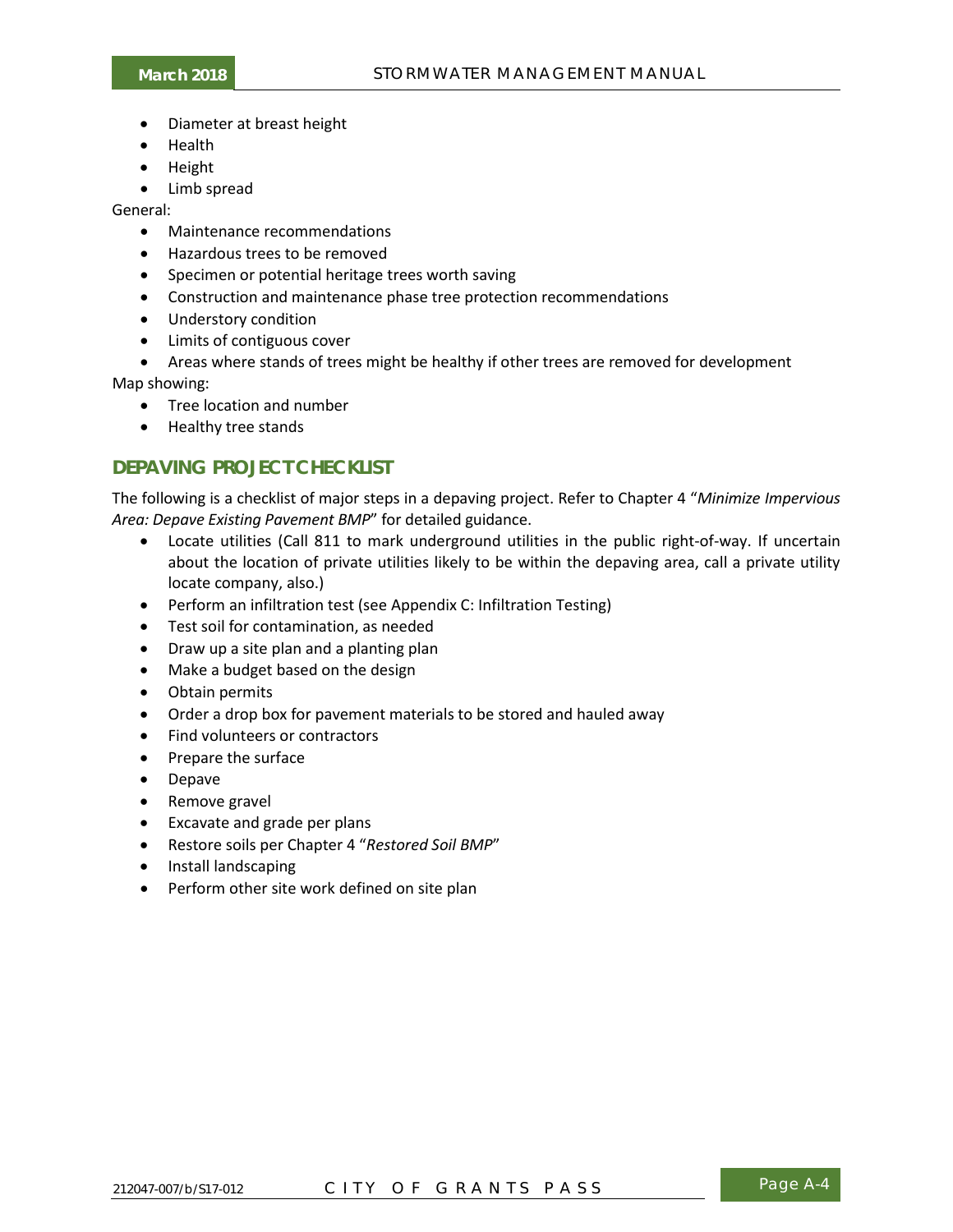- Diameter at breast height
- Health
- Height
- Limb spread

General:

- Maintenance recommendations
- Hazardous trees to be removed
- Specimen or potential heritage trees worth saving
- Construction and maintenance phase tree protection recommendations
- Understory condition
- Limits of contiguous cover
- Areas where stands of trees might be healthy if other trees are removed for development

Map showing:

- Tree location and number
- Healthy tree stands

## DEPAVING PROJECT CHECKLIST

The following is a checklist of major steps in a depaving project. Refer to Chapter 4 "*Minimize Impervious Area: Depave Existing Pavement BMP*" for detailed guidance.

- Locate utilities (Call 811 to mark underground utilities in the public right-of-way. If uncertain about the location of private utilities likely to be within the depaving area, call a private utility locate company, also.)
- Perform an infiltration test (see Appendix C: Infiltration Testing)
- Test soil for contamination, as needed
- Draw up a site plan and a planting plan
- Make a budget based on the design
- Obtain permits
- Order a drop box for pavement materials to be stored and hauled away
- Find volunteers or contractors
- Prepare the surface
- Depave
- Remove gravel
- Excavate and grade per plans
- Restore soils per Chapter 4 "*Restored Soil BMP*"
- Install landscaping
- Perform other site work defined on site plan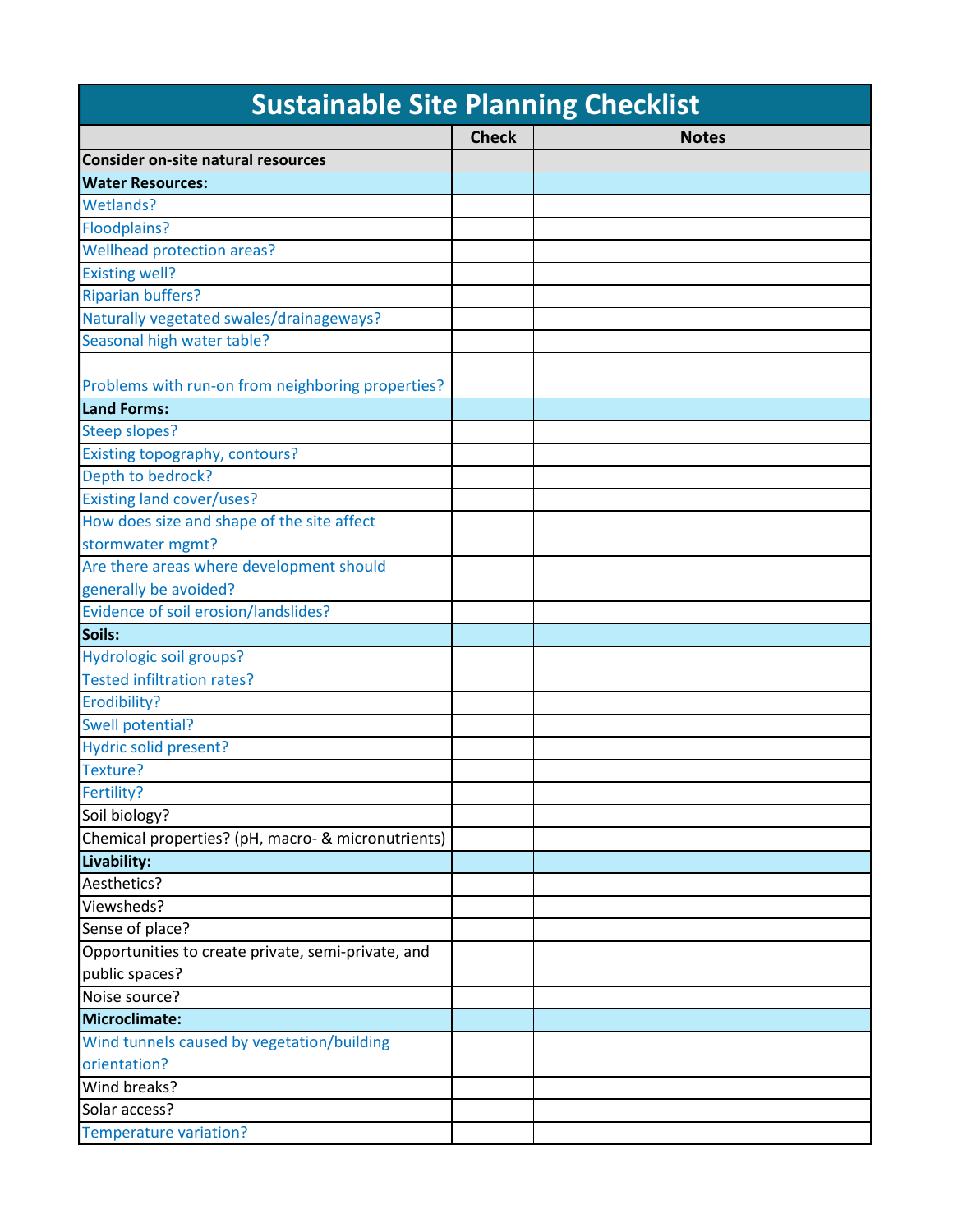# Sustainable Site Planning Checklist

| | Check | Notes |
|---|---|---|
| **Consider on-site natural resources** | | |
| **Water Resources:** | | |
| Wetlands? | | |
| Floodplains? | | |
| Wellhead protection areas? | | |
| Existing well? | | |
| Riparian buffers? | | |
| Naturally vegetated swales/drainageways? | | |
| Seasonal high water table? | | |
| Problems with run-on from neighboring properties? | | |
| **Land Forms:** | | |
| Steep slopes? | | |
| Existing topography, contours? | | |
| Depth to bedrock? | | |
| Existing land cover/uses? | | |
| How does size and shape of the site affect stormwater mgmt? | | |
| Are there areas where development should generally be avoided? | | |
| Evidence of soil erosion/landslides? | | |
| **Soils:** | | |
| Hydrologic soil groups? | | |
| Tested infiltration rates? | | |
| Erodibility? | | |
| Swell potential? | | |
| Hydric solid present? | | |
| Texture? | | |
| Fertility? | | |
| Soil biology? | | |
| Chemical properties? (pH, macro- & micronutrients) | | |
| **Livability:** | | |
| Aesthetics? | | |
| Viewsheds? | | |
| Sense of place? | | |
| Opportunities to create private, semi-private, and public spaces? | | |
| Noise source? | | |
| **Microclimate:** | | |
| Wind tunnels caused by vegetation/building orientation? | | |
| Wind breaks? | | |
| Solar access? | | |
| Temperature variation? | | |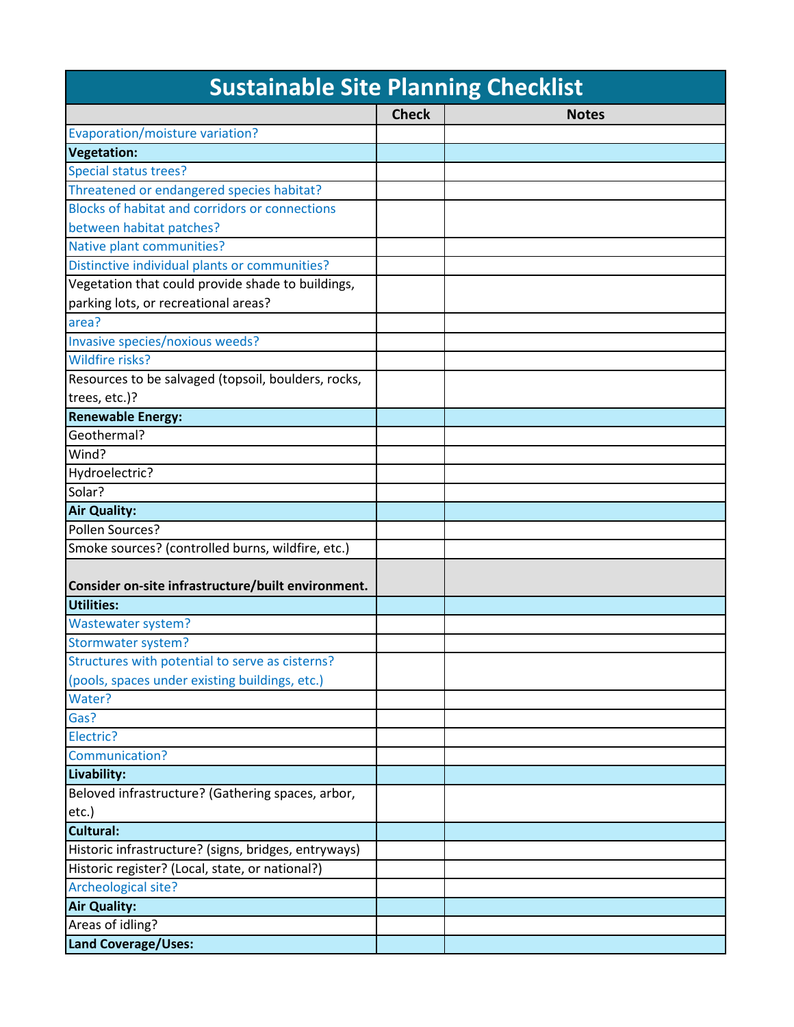# Sustainable Site Planning Checklist

| | Check | Notes |
|---|---|---|
| Evaporation/moisture variation? | | |
| **Vegetation:** | | |
| Special status trees? | | |
| Threatened or endangered species habitat? | | |
| Blocks of habitat and corridors or connections between habitat patches? | | |
| Native plant communities? | | |
| Distinctive individual plants or communities? | | |
| Vegetation that could provide shade to buildings, parking lots, or recreational areas? | | |
| area? | | |
| Invasive species/noxious weeds? | | |
| Wildfire risks? | | |
| Resources to be salvaged (topsoil, boulders, rocks, trees, etc.)? | | |
| **Renewable Energy:** | | |
| Geothermal? | | |
| Wind? | | |
| Hydroelectric? | | |
| Solar? | | |
| **Air Quality:** | | |
| Pollen Sources? | | |
| Smoke sources? (controlled burns, wildfire, etc.) | | |
| **Consider on-site infrastructure/built environment.** | | |
| **Utilities:** | | |
| Wastewater system? | | |
| Stormwater system? | | |
| Structures with potential to serve as cisterns? (pools, spaces under existing buildings, etc.) | | |
| Water? | | |
| Gas? | | |
| Electric? | | |
| Communication? | | |
| **Livability:** | | |
| Beloved infrastructure? (Gathering spaces, arbor, etc.) | | |
| **Cultural:** | | |
| Historic infrastructure? (signs, bridges, entryways) | | |
| Historic register? (Local, state, or national?) | | |
| Archeological site? | | |
| **Air Quality:** | | |
| Areas of idling? | | |
| **Land Coverage/Uses:** | | |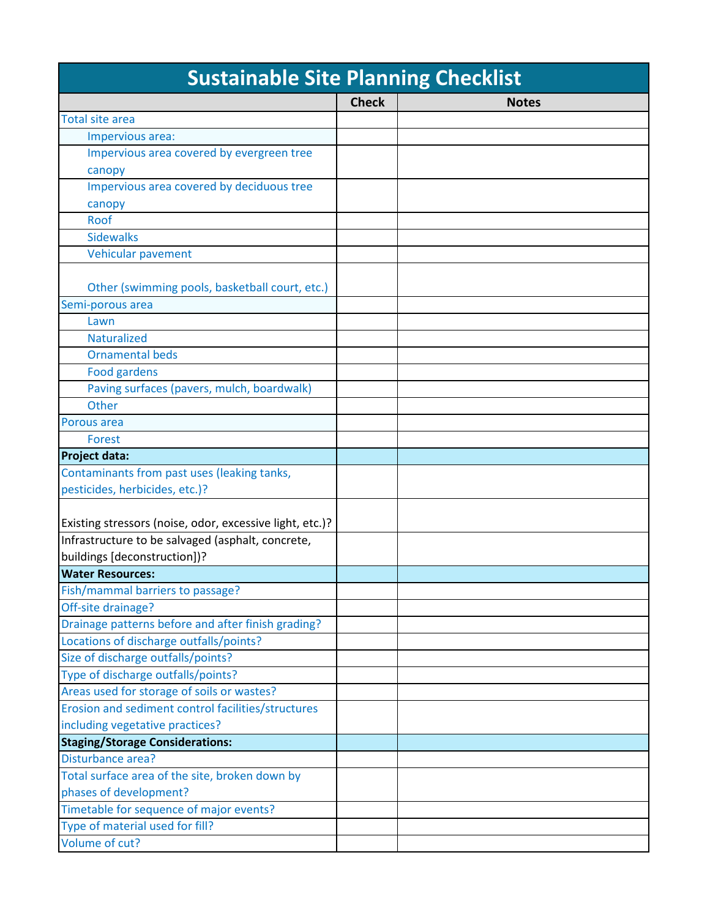# Sustainable Site Planning Checklist

| | Check | Notes |
|---|---|---|
| Total site area | | |
| Impervious area: | | |
| Impervious area covered by evergreen tree canopy | | |
| Impervious area covered by deciduous tree canopy | | |
| Roof | | |
| Sidewalks | | |
| Vehicular pavement | | |
| Other (swimming pools, basketball court, etc.) | | |
| Semi-porous area | | |
| Lawn | | |
| Naturalized | | |
| Ornamental beds | | |
| Food gardens | | |
| Paving surfaces (pavers, mulch, boardwalk) | | |
| Other | | |
| Porous area | | |
| Forest | | |
| **Project data:** | | |
| Contaminants from past uses (leaking tanks, pesticides, herbicides, etc.)? | | |
| Existing stressors (noise, odor, excessive light, etc.)? | | |
| Infrastructure to be salvaged (asphalt, concrete, buildings [deconstruction])? | | |
| **Water Resources:** | | |
| Fish/mammal barriers to passage? | | |
| Off-site drainage? | | |
| Drainage patterns before and after finish grading? | | |
| Locations of discharge outfalls/points? | | |
| Size of discharge outfalls/points? | | |
| Type of discharge outfalls/points? | | |
| Areas used for storage of soils or wastes? | | |
| Erosion and sediment control facilities/structures including vegetative practices? | | |
| **Staging/Storage Considerations:** | | |
| Disturbance area? | | |
| Total surface area of the site, broken down by phases of development? | | |
| Timetable for sequence of major events? | | |
| Type of material used for fill? | | |
| Volume of cut? | | |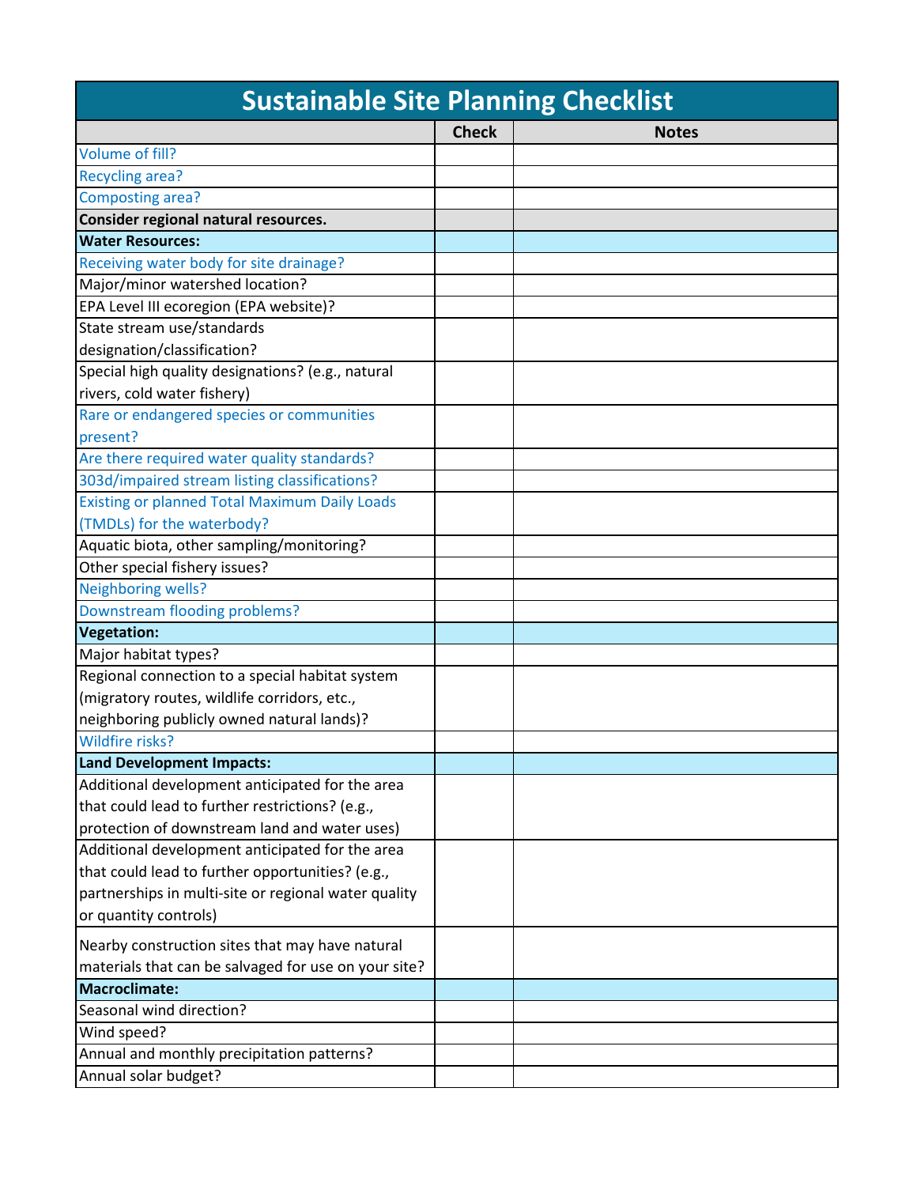| Sustainable Site Planning Checklist | Check | Notes |
|---|---|---|
| Volume of fill? | | |
| Recycling area? | | |
| Composting area? | | |
| **Consider regional natural resources.** | | |
| **Water Resources:** | | |
| Receiving water body for site drainage? | | |
| Major/minor watershed location? | | |
| EPA Level III ecoregion (EPA website)? | | |
| State stream use/standards designation/classification? | | |
| Special high quality designations? (e.g., natural rivers, cold water fishery) | | |
| Rare or endangered species or communities present? | | |
| Are there required water quality standards? | | |
| 303d/impaired stream listing classifications? | | |
| Existing or planned Total Maximum Daily Loads (TMDLs) for the waterbody? | | |
| Aquatic biota, other sampling/monitoring? | | |
| Other special fishery issues? | | |
| Neighboring wells? | | |
| Downstream flooding problems? | | |
| **Vegetation:** | | |
| Major habitat types? | | |
| Regional connection to a special habitat system (migratory routes, wildlife corridors, etc., neighboring publicly owned natural lands)? | | |
| Wildfire risks? | | |
| **Land Development Impacts:** | | |
| Additional development anticipated for the area that could lead to further restrictions? (e.g., protection of downstream land and water uses) | | |
| Additional development anticipated for the area that could lead to further opportunities? (e.g., partnerships in multi-site or regional water quality or quantity controls) | | |
| Nearby construction sites that may have natural materials that can be salvaged for use on your site? | | |
| **Macroclimate:** | | |
| Seasonal wind direction? | | |
| Wind speed? | | |
| Annual and monthly precipitation patterns? | | |
| Annual solar budget? | | |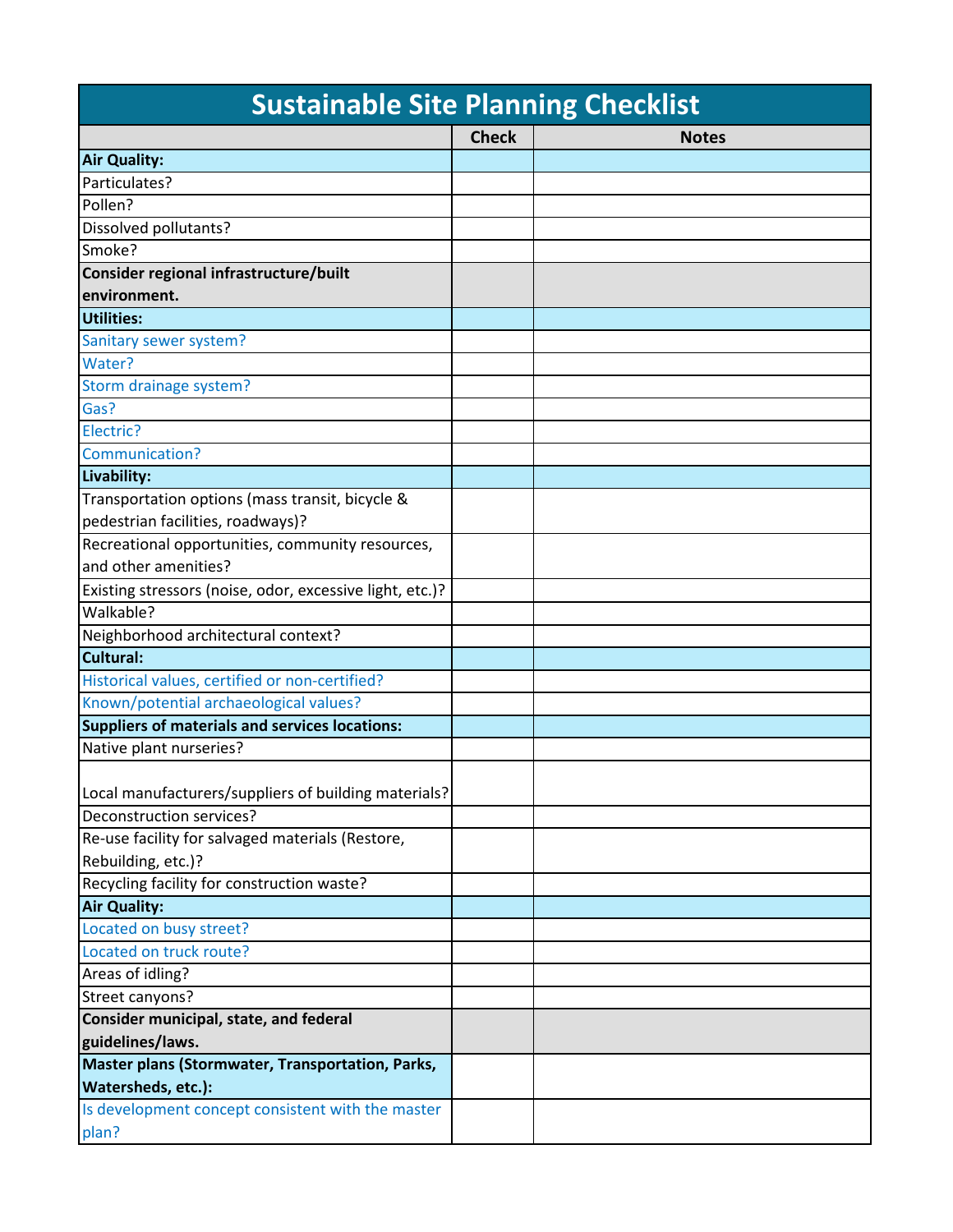# Sustainable Site Planning Checklist

| | Check | Notes |
|---|---|---|
| **Air Quality:** | | |
| Particulates? | | |
| Pollen? | | |
| Dissolved pollutants? | | |
| Smoke? | | |
| **Consider regional infrastructure/built environment.** | | |
| **Utilities:** | | |
| Sanitary sewer system? | | |
| Water? | | |
| Storm drainage system? | | |
| Gas? | | |
| Electric? | | |
| Communication? | | |
| **Livability:** | | |
| Transportation options (mass transit, bicycle & pedestrian facilities, roadways)? | | |
| Recreational opportunities, community resources, and other amenities? | | |
| Existing stressors (noise, odor, excessive light, etc.)? | | |
| Walkable? | | |
| Neighborhood architectural context? | | |
| **Cultural:** | | |
| Historical values, certified or non-certified? | | |
| Known/potential archaeological values? | | |
| **Suppliers of materials and services locations:** | | |
| Native plant nurseries? | | |
| Local manufacturers/suppliers of building materials? | | |
| Deconstruction services? | | |
| Re-use facility for salvaged materials (Restore, Rebuilding, etc.)? | | |
| Recycling facility for construction waste? | | |
| **Air Quality:** | | |
| Located on busy street? | | |
| Located on truck route? | | |
| Areas of idling? | | |
| Street canyons? | | |
| **Consider municipal, state, and federal guidelines/laws.** | | |
| **Master plans (Stormwater, Transportation, Parks, Watersheds, etc.):** | | |
| Is development concept consistent with the master plan? | | |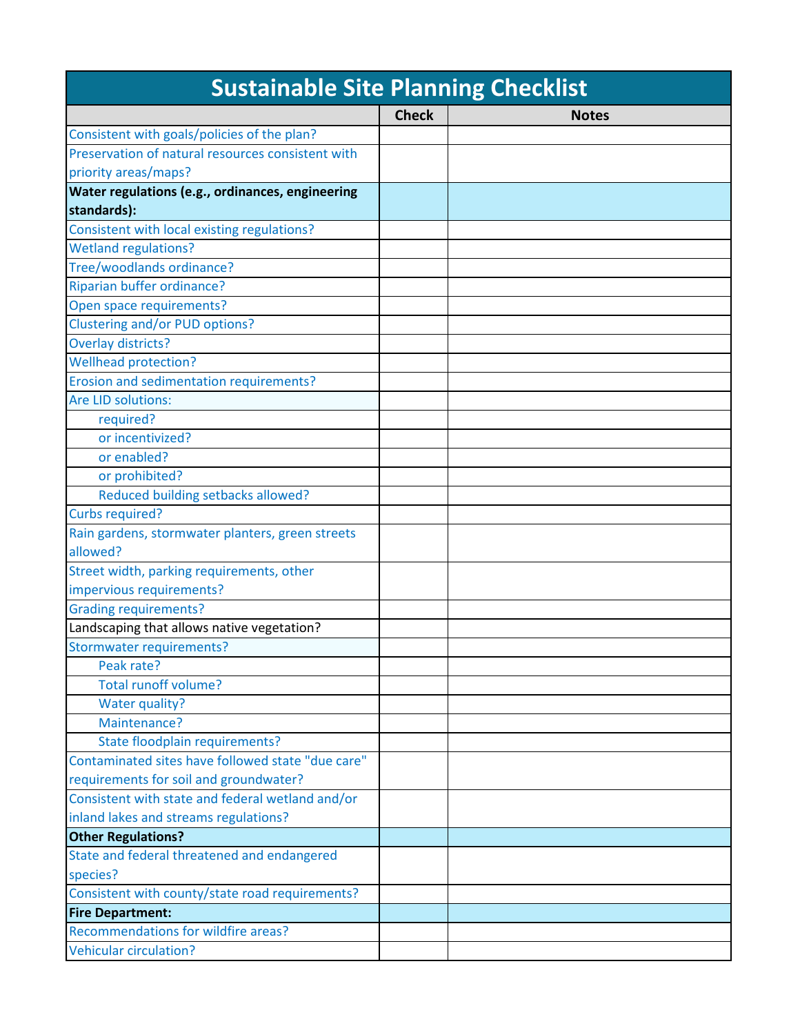# Sustainable Site Planning Checklist

| | Check | Notes |
|---|---|---|
| Consistent with goals/policies of the plan? | | |
| Preservation of natural resources consistent with priority areas/maps? | | |
| **Water regulations (e.g., ordinances, engineering standards):** | | |
| Consistent with local existing regulations? | | |
| Wetland regulations? | | |
| Tree/woodlands ordinance? | | |
| Riparian buffer ordinance? | | |
| Open space requirements? | | |
| Clustering and/or PUD options? | | |
| Overlay districts? | | |
| Wellhead protection? | | |
| Erosion and sedimentation requirements? | | |
| Are LID solutions: | | |
| required? | | |
| or incentivized? | | |
| or enabled? | | |
| or prohibited? | | |
| Reduced building setbacks allowed? | | |
| Curbs required? | | |
| Rain gardens, stormwater planters, green streets allowed? | | |
| Street width, parking requirements, other impervious requirements? | | |
| Grading requirements? | | |
| Landscaping that allows native vegetation? | | |
| Stormwater requirements? | | |
| Peak rate? | | |
| Total runoff volume? | | |
| Water quality? | | |
| Maintenance? | | |
| State floodplain requirements? | | |
| Contaminated sites have followed state "due care" requirements for soil and groundwater? | | |
| Consistent with state and federal wetland and/or inland lakes and streams regulations? | | |
| **Other Regulations?** | | |
| State and federal threatened and endangered species? | | |
| Consistent with county/state road requirements? | | |
| **Fire Department:** | | |
| Recommendations for wildfire areas? | | |
| Vehicular circulation? | | |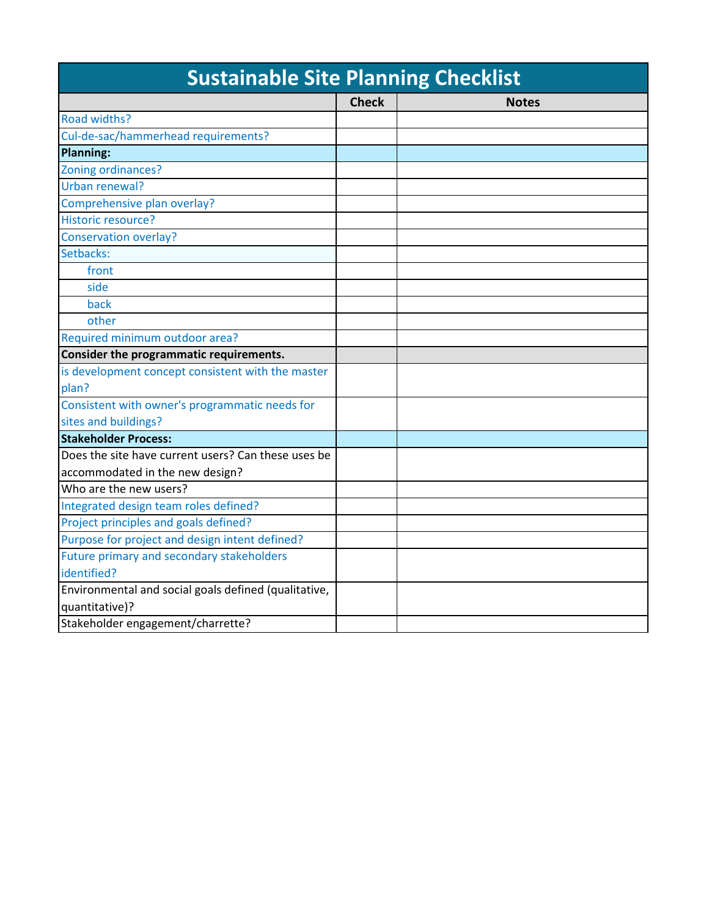# Sustainable Site Planning Checklist

| | Check | Notes |
|---|---|---|
| Road widths? | | |
| Cul-de-sac/hammerhead requirements? | | |
| **Planning:** | | |
| Zoning ordinances? | | |
| Urban renewal? | | |
| Comprehensive plan overlay? | | |
| Historic resource? | | |
| Conservation overlay? | | |
| Setbacks: | | |
| front | | |
| side | | |
| back | | |
| other | | |
| Required minimum outdoor area? | | |
| **Consider the programmatic requirements.** | | |
| is development concept consistent with the master plan? | | |
| Consistent with owner's programmatic needs for sites and buildings? | | |
| **Stakeholder Process:** | | |
| Does the site have current users? Can these uses be accommodated in the new design? | | |
| Who are the new users? | | |
| Integrated design team roles defined? | | |
| Project principles and goals defined? | | |
| Purpose for project and design intent defined? | | |
| Future primary and secondary stakeholders identified? | | |
| Environmental and social goals defined (qualitative, quantitative)? | | |
| Stakeholder engagement/charrette? | | |